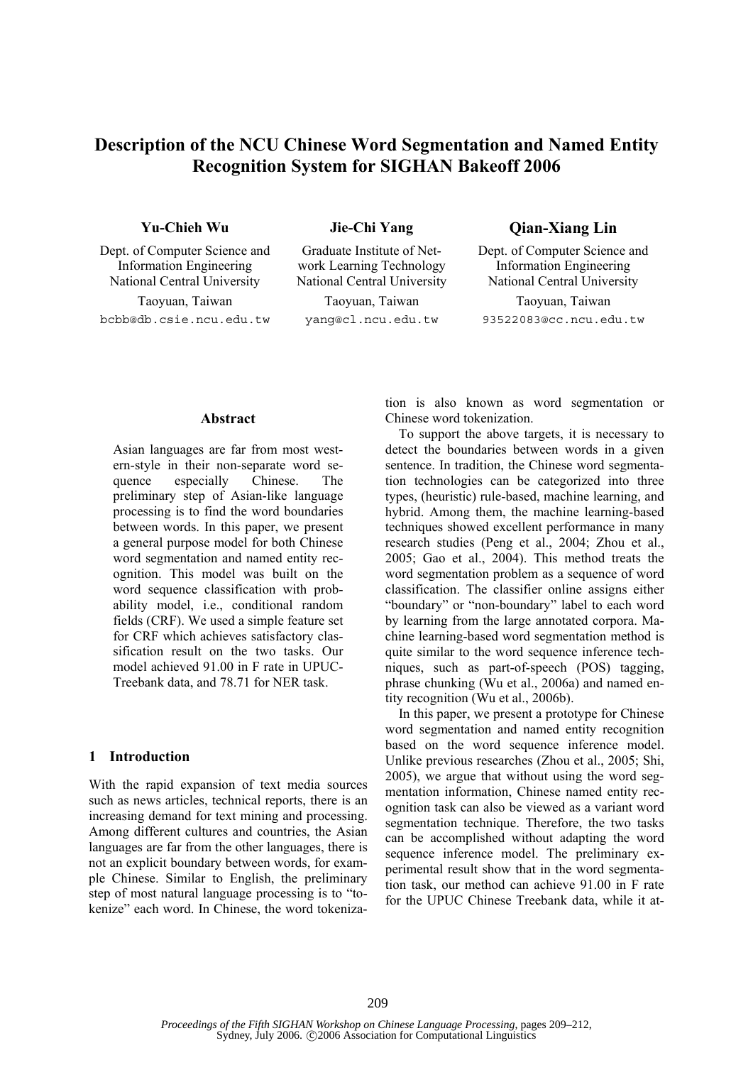# Description of the NCU Chinese Word Segmentation and Named Entity Recognition System for SIGHAN Bakeoff 2006

**Yu-Chieh Wu**
Dept. of Computer Science and Information Engineering
National Central University
Taoyuan, Taiwan
bcbb@db.csie.ncu.edu.tw

**Jie-Chi Yang**
Graduate Institute of Network Learning Technology
National Central University
Taoyuan, Taiwan
yang@cl.ncu.edu.tw

**Qian-Xiang Lin**
Dept. of Computer Science and Information Engineering
National Central University
Taoyuan, Taiwan
93522083@cc.ncu.edu.tw

## Abstract

Asian languages are far from most western-style in their non-separate word sequence especially Chinese. The preliminary step of Asian-like language processing is to find the word boundaries between words. In this paper, we present a general purpose model for both Chinese word segmentation and named entity recognition. This model was built on the word sequence classification with probability model, i.e., conditional random fields (CRF). We used a simple feature set for CRF which achieves satisfactory classification result on the two tasks. Our model achieved 91.00 in F rate in UPUC-Treebank data, and 78.71 for NER task.

## 1 Introduction

With the rapid expansion of text media sources such as news articles, technical reports, there is an increasing demand for text mining and processing. Among different cultures and countries, the Asian languages are far from the other languages, there is not an explicit boundary between words, for example Chinese. Similar to English, the preliminary step of most natural language processing is to "tokenize" each word. In Chinese, the word tokenization is also known as word segmentation or Chinese word tokenization.

To support the above targets, it is necessary to detect the boundaries between words in a given sentence. In tradition, the Chinese word segmentation technologies can be categorized into three types, (heuristic) rule-based, machine learning, and hybrid. Among them, the machine learning-based techniques showed excellent performance in many research studies (Peng et al., 2004; Zhou et al., 2005; Gao et al., 2004). This method treats the word segmentation problem as a sequence of word classification. The classifier online assigns either "boundary" or "non-boundary" label to each word by learning from the large annotated corpora. Machine learning-based word segmentation method is quite similar to the word sequence inference techniques, such as part-of-speech (POS) tagging, phrase chunking (Wu et al., 2006a) and named entity recognition (Wu et al., 2006b).

In this paper, we present a prototype for Chinese word segmentation and named entity recognition based on the word sequence inference model. Unlike previous researches (Zhou et al., 2005; Shi, 2005), we argue that without using the word segmentation information, Chinese named entity recognition task can also be viewed as a variant word segmentation technique. Therefore, the two tasks can be accomplished without adapting the word sequence inference model. The preliminary experimental result show that in the word segmentation task, our method can achieve 91.00 in F rate for the UPUC Chinese Treebank data, while it at-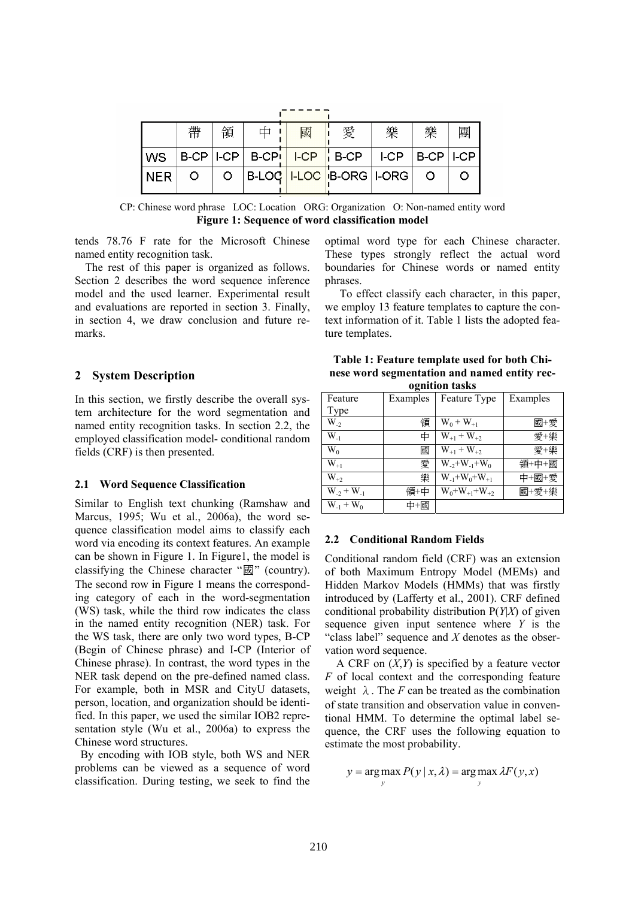|  | 帶 | 領 | 中 | 國 | 愛 | 樂 | 樂 | 團 |
|---|---|---|---|---|---|---|---|---|
| WS | B-CP | I-CP | B-CP | I-CP | B-CP | I-CP | B-CP | I-CP |
| NER | O | O | B-LOC | I-LOC | B-ORG | I-ORG | O | O |

CP: Chinese word phrase LOC: Location ORG: Organization O: Non-named entity word

**Figure 1: Sequence of word classification model**

tends 78.76 F rate for the Microsoft Chinese named entity recognition task.

The rest of this paper is organized as follows. Section 2 describes the word sequence inference model and the used learner. Experimental result and evaluations are reported in section 3. Finally, in section 4, we draw conclusion and future remarks.

## 2 System Description

In this section, we firstly describe the overall system architecture for the word segmentation and named entity recognition tasks. In section 2.2, the employed classification model- conditional random fields (CRF) is then presented.

### 2.1 Word Sequence Classification

Similar to English text chunking (Ramshaw and Marcus, 1995; Wu et al., 2006a), the word sequence classification model aims to classify each word via encoding its context features. An example can be shown in Figure 1. In Figure1, the model is classifying the Chinese character "國" (country). The second row in Figure 1 means the corresponding category of each in the word-segmentation (WS) task, while the third row indicates the class in the named entity recognition (NER) task. For the WS task, there are only two word types, B-CP (Begin of Chinese phrase) and I-CP (Interior of Chinese phrase). In contrast, the word types in the NER task depend on the pre-defined named class. For example, both in MSR and CityU datasets, person, location, and organization should be identified. In this paper, we used the similar IOB2 representation style (Wu et al., 2006a) to express the Chinese word structures.

By encoding with IOB style, both WS and NER problems can be viewed as a sequence of word classification. During testing, we seek to find the optimal word type for each Chinese character. These types strongly reflect the actual word boundaries for Chinese words or named entity phrases.

To effect classify each character, in this paper, we employ 13 feature templates to capture the context information of it. Table 1 lists the adopted feature templates.

**Table 1: Feature template used for both Chinese word segmentation and named entity recognition tasks**

| Feature Type | Examples | Feature Type | Examples |
|---|---|---|---|
| $W_{-2}$ | 領 | $W_0 + W_{+1}$ | 國+愛 |
| $W_{-1}$ | 中 | $W_{+1} + W_{+2}$ | 愛+樂 |
| $W_0$ | 國 | $W_{+1} + W_{+2}$ | 愛+樂 |
| $W_{+1}$ | 愛 | $W_{-2}+W_{-1}+W_0$ | 領+中+國 |
| $W_{+2}$ | 樂 | $W_{-1}+W_0+W_{+1}$ | 中+國+愛 |
| $W_{-2} + W_{-1}$ | 領+中 | $W_0+W_{+1}+W_{+2}$ | 國+愛+樂 |
| $W_{-1} + W_0$ | 中+國 | | |

### 2.2 Conditional Random Fields

Conditional random field (CRF) was an extension of both Maximum Entropy Model (MEMs) and Hidden Markov Models (HMMs) that was firstly introduced by (Lafferty et al., 2001). CRF defined conditional probability distribution $P(Y|X)$ of given sequence given input sentence where $Y$ is the "class label" sequence and $X$ denotes as the observation word sequence.

A CRF on $(X,Y)$ is specified by a feature vector $F$ of local context and the corresponding feature weight $\lambda$. The $F$ can be treated as the combination of state transition and observation value in conventional HMM. To determine the optimal label sequence, the CRF uses the following equation to estimate the most probability.

$$y = \arg\max_{y} P(y \mid x, \lambda) = \arg\max_{y} \lambda F(y, x)$$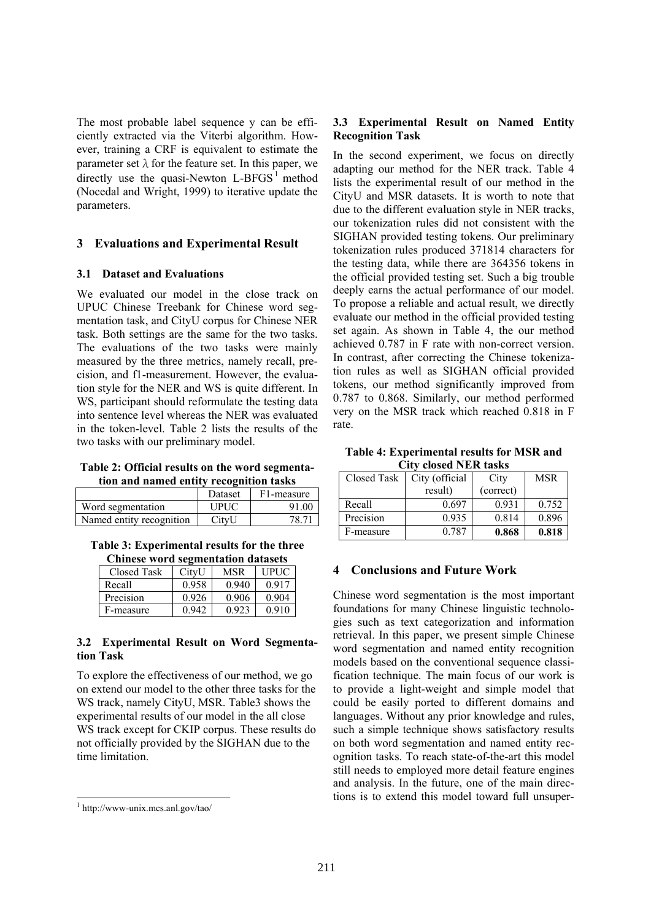The most probable label sequence y can be efficiently extracted via the Viterbi algorithm. However, training a CRF is equivalent to estimate the parameter set $\lambda$ for the feature set. In this paper, we directly use the quasi-Newton L-BFGS[1] method (Nocedal and Wright, 1999) to iterative update the parameters.

## 3 Evaluations and Experimental Result

### 3.1 Dataset and Evaluations

We evaluated our model in the close track on UPUC Chinese Treebank for Chinese word segmentation task, and CityU corpus for Chinese NER task. Both settings are the same for the two tasks. The evaluations of the two tasks were mainly measured by the three metrics, namely recall, precision, and f1-measurement. However, the evaluation style for the NER and WS is quite different. In WS, participant should reformulate the testing data into sentence level whereas the NER was evaluated in the token-level. Table 2 lists the results of the two tasks with our preliminary model.

**Table 2: Official results on the word segmentation and named entity recognition tasks**

| | Dataset | F1-measure |
|---|---|---|
| Word segmentation | UPUC | 91.00 |
| Named entity recognition | CityU | 78.71 |

**Table 3: Experimental results for the three Chinese word segmentation datasets**

| Closed Task | CityU | MSR | UPUC |
|---|---|---|---|
| Recall | 0.958 | 0.940 | 0.917 |
| Precision | 0.926 | 0.906 | 0.904 |
| F-measure | 0.942 | 0.923 | 0.910 |

### 3.2 Experimental Result on Word Segmentation Task

To explore the effectiveness of our method, we go on extend our model to the other three tasks for the WS track, namely CityU, MSR. Table3 shows the experimental results of our model in the all close WS track except for CKIP corpus. These results do not officially provided by the SIGHAN due to the time limitation.

### 3.3 Experimental Result on Named Entity Recognition Task

In the second experiment, we focus on directly adapting our method for the NER track. Table 4 lists the experimental result of our method in the CityU and MSR datasets. It is worth to note that due to the different evaluation style in NER tracks, our tokenization rules did not consistent with the SIGHAN provided testing tokens. Our preliminary tokenization rules produced 371814 characters for the testing data, while there are 364356 tokens in the official provided testing set. Such a big trouble deeply earns the actual performance of our model. To propose a reliable and actual result, we directly evaluate our method in the official provided testing set again. As shown in Table 4, the our method achieved 0.787 in F rate with non-correct version. In contrast, after correcting the Chinese tokenization rules as well as SIGHAN official provided tokens, our method significantly improved from 0.787 to 0.868. Similarly, our method performed very on the MSR track which reached 0.818 in F rate.

**Table 4: Experimental results for MSR and City closed NER tasks**

| Closed Task | City (official result) | City (correct) | MSR |
|---|---|---|---|
| Recall | 0.697 | 0.931 | 0.752 |
| Precision | 0.935 | 0.814 | 0.896 |
| F-measure | 0.787 | **0.868** | **0.818** |

## 4 Conclusions and Future Work

Chinese word segmentation is the most important foundations for many Chinese linguistic technologies such as text categorization and information retrieval. In this paper, we present simple Chinese word segmentation and named entity recognition models based on the conventional sequence classification technique. The main focus of our work is to provide a light-weight and simple model that could be easily ported to different domains and languages. Without any prior knowledge and rules, such a simple technique shows satisfactory results on both word segmentation and named entity recognition tasks. To reach state-of-the-art this model still needs to employed more detail feature engines and analysis. In the future, one of the main directions is to extend this model toward full unsuper-

[1] http://www-unix.mcs.anl.gov/tao/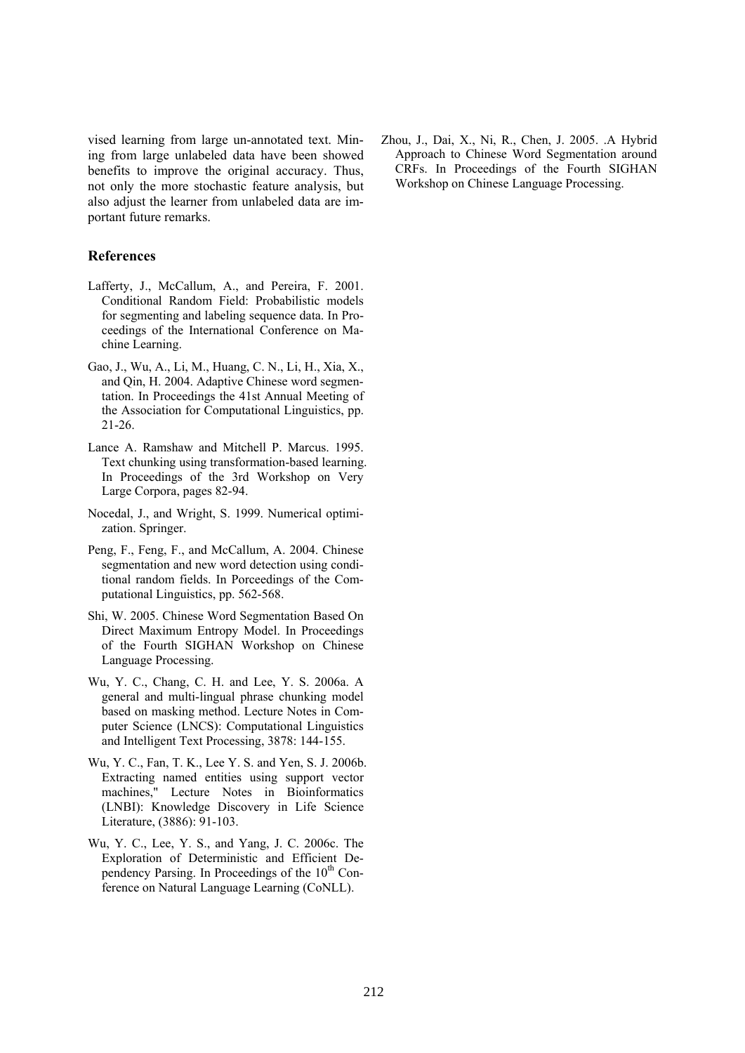vised learning from large un-annotated text. Mining from large unlabeled data have been showed benefits to improve the original accuracy. Thus, not only the more stochastic feature analysis, but also adjust the learner from unlabeled data are important future remarks.

## References

Lafferty, J., McCallum, A., and Pereira, F. 2001. Conditional Random Field: Probabilistic models for segmenting and labeling sequence data. In Proceedings of the International Conference on Machine Learning.

Gao, J., Wu, A., Li, M., Huang, C. N., Li, H., Xia, X., and Qin, H. 2004. Adaptive Chinese word segmentation. In Proceedings the 41st Annual Meeting of the Association for Computational Linguistics, pp. 21-26.

Lance A. Ramshaw and Mitchell P. Marcus. 1995. Text chunking using transformation-based learning. In Proceedings of the 3rd Workshop on Very Large Corpora, pages 82-94.

Nocedal, J., and Wright, S. 1999. Numerical optimization. Springer.

Peng, F., Feng, F., and McCallum, A. 2004. Chinese segmentation and new word detection using conditional random fields. In Porceedings of the Computational Linguistics, pp. 562-568.

Shi, W. 2005. Chinese Word Segmentation Based On Direct Maximum Entropy Model. In Proceedings of the Fourth SIGHAN Workshop on Chinese Language Processing.

Wu, Y. C., Chang, C. H. and Lee, Y. S. 2006a. A general and multi-lingual phrase chunking model based on masking method. Lecture Notes in Computer Science (LNCS): Computational Linguistics and Intelligent Text Processing, 3878: 144-155.

Wu, Y. C., Fan, T. K., Lee Y. S. and Yen, S. J. 2006b. Extracting named entities using support vector machines," Lecture Notes in Bioinformatics (LNBI): Knowledge Discovery in Life Science Literature, (3886): 91-103.

Wu, Y. C., Lee, Y. S., and Yang, J. C. 2006c. The Exploration of Deterministic and Efficient Dependency Parsing. In Proceedings of the 10th Conference on Natural Language Learning (CoNLL).

Zhou, J., Dai, X., Ni, R., Chen, J. 2005. .A Hybrid Approach to Chinese Word Segmentation around CRFs. In Proceedings of the Fourth SIGHAN Workshop on Chinese Language Processing.